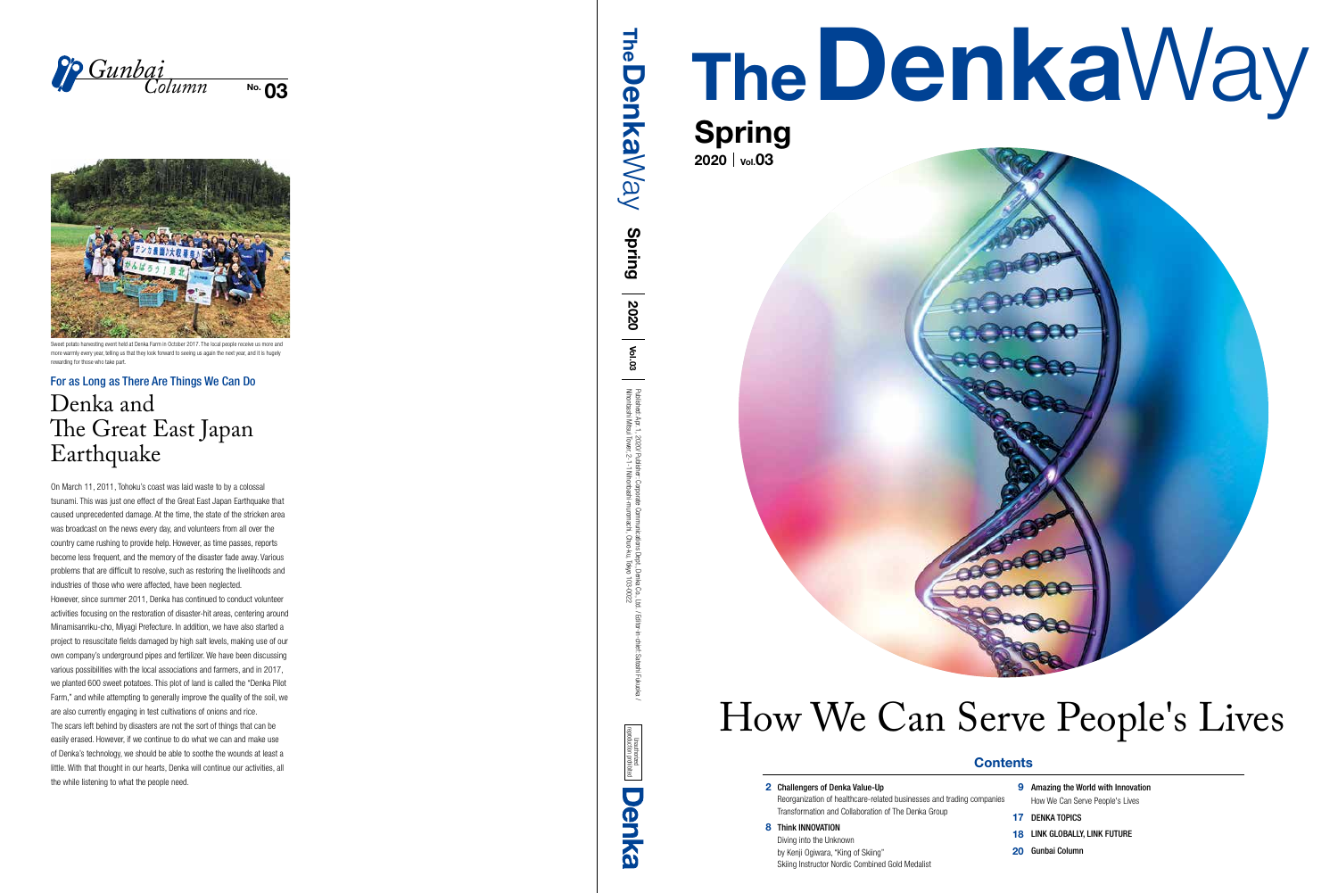# Gunbai Column No. 03

Sweet potato harvesting event held at Denka Farm in October 2017. The local people receive us more and more warmly every year, telling us that they look forward to seeing us again the next year, and it is hugely rewarding for those who take part.

### For as Long as There Are Things We Can Do

## Denka and The Great East Japan Earthquake

On March 11, 2011, Tohoku's coast was laid waste to by a colossal tsunami. This was just one effect of the Great East Japan Earthquake that caused unprecedented damage. At the time, the state of the stricken area was broadcast on the news every day, and volunteers from all over the country came rushing to provide help. However, as time passes, reports become less frequent, and the memory of the disaster fade away. Various problems that are difficult to resolve, such as restoring the livelihoods and industries of those who were affected, have been neglected.

However, since summer 2011, Denka has continued to conduct volunteer activities focusing on the restoration of disaster-hit areas, centering around Minamisanriku-cho, Miyagi Prefecture. In addition, we have also started a project to resuscitate fields damaged by high salt levels, making use of our own company's underground pipes and fertilizer. We have been discussing various possibilities with the local associations and farmers, and in 2017, we planted 600 sweet potatoes. This plot of land is called the "Denka Pilot Farm," and while attempting to generally improve the quality of the soil, we are also currently engaging in test cultivations of onions and rice.

The scars left behind by disasters are not the sort of things that can be easily erased. However, if we continue to do what we can and make use of Denka's technology, we should be able to soothe the wounds at least a little. With that thought in our hearts, Denka will continue our activities, all the while listening to what the people need.

---

The Denka Way | Spring | 2020 | Vol.03

Published: Apr 1, 2020 / Publisher: Corporate Communications Dept., Denka Co., Ltd. / Editor-in-chief: Satoshi Fukuoka / (Nihonbashi Mitsui Tower) 2-1-1 Nihonbashi-muromachi, Chuo-ku, Tokyo 103-0022

Unauthorized reproduction prohibited

Denka

---

# The Denka Way

**Spring**
**2020 | Vol.03**

# How We Can Serve People's Lives

## Contents

**2** Challengers of Denka Value-Up
Reorganization of healthcare-related businesses and trading companies
Transformation and Collaboration of The Denka Group

**8** Think INNOVATION
Diving into the Unknown
by Kenji Ogiwara, "King of Skiing"
Skiing Instructor Nordic Combined Gold Medalist

**9** Amazing the World with Innovation
How We Can Serve People's Lives

**17** DENKA TOPICS

**18** LINK GLOBALLY, LINK FUTURE

**20** Gunbai Column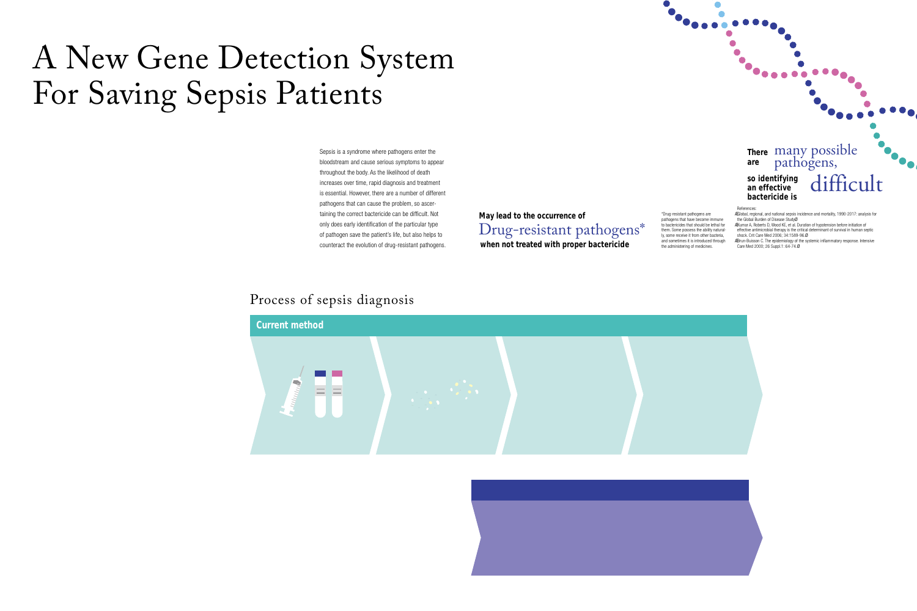# A New Gene Detection System For Saving Sepsis Patients

Sepsis is a syndrome where pathogens enter the bloodstream and cause serious symptoms to appear throughout the body. As the likelihood of death increases over time, rapid diagnosis and treatment is essential. However, there are a number of different pathogens that can cause the problem, so ascertaining the correct bactericide can be difficult. Not only does early identification of the particular type of pathogen save the patient's life, but also helps to counteract the evolution of drug-resistant pathogens.

**May lead to the occurrence of**
Drug-resistant pathogens*
**when not treated with proper bactericide**

*Drug-resistant pathogens are pathogens that have become immune to bactericides that should be lethal for them. Some possess the ability naturally, some receive it from other bacteria, and sometimes it is introduced through the administering of medicines.

**There are** many possible pathogens,
**so identifying an effective bactericide is** difficult

References:
Global, regional, and national sepsis incidence and mortality, 1990-2017: analysis for the Global Burden of Disease Study
Kumar A, Roberts D, Wood KE, et al. Duration of hypotension before initiation of effective antimicrobial therapy is the critical determinant of survival in human septic shock. Crit Care Med 2006; 34:1589-96.
Brun-Buisson C. The epidemiology of the systemic inflammatory response. Intensive Care Med 2000; 26 Suppl.1: 64-74.

## Process of sepsis diagnosis

**Current method**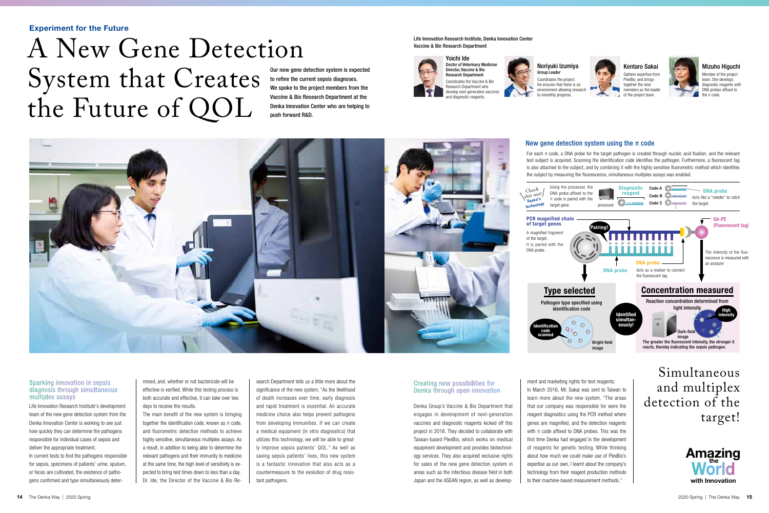**Experiment for the Future**

# A New Gene Detection System that Creates the Future of QOL

**Our new gene detection system is expected to refine the current sepsis diagnoses. We spoke to the project members from the Vaccine & Bio Research Department at the Denka Innovation Center who are helping to push forward R&D.**

**Life Innovation Research Institute, Denka Innovation Center Vaccine & Bio Research Department**

**Yoichi Ide**
**Doctor of Veterinary Medicine Director, Vaccine & Bio Research Department**
Coordinates the Vaccine & Bio Research Department who develop next-generation vaccines and diagnostic reagents.

**Noriyuki Izumiya**
**Group Leader**
Coordinates the project. He ensures that there is an environment allowing research to smoothly progress.

**Kentaro Sakai**
Gathers expertise from PlexBio, and brings together the nine members as the leader of the project team.

**Mizuho Higuchi**
Member of the project team. She develops diagnostic reagents with DNA probes affixed to the π code.

## New gene detection system using the π code

For each π code, a DNA probe for the target pathogen is created through nucleic acid fixation, and the relevant test subject is acquired. Scanning the identification code identifies the pathogen. Furthermore, a fluorescent tag is also attached to the subject, and by combining it with the highly sensitive fluorometric method which identifies the subject by measuring the fluorescence, simultaneous multiplex assays was enabled.

Check this out! Denka's technology — Using the processor, the DNA probe affixed to the π code is paired with the target gene.

processor — Diagnostic reagent — Code A, Code B, Code C — DNA probe: Acts like a "needle" to catch the target.

**PCR magnified chain of target genes**: A magnified fragment of the target. It is paired with the DNA probe.

Pairing!

**DNA probe**

**DNA probe**: Acts as a marker to connect the fluorescent tag

**SA-PE (Fluorescent tag)**: The intensity of the fluorescence is measured with an analyzer

**Type selected**
Pathogen type specified using identification code
Identification code scanned — Bright-field image

Identified simultaneously!

**Concentration measured**
Reaction concentration determined from light intensity
High intensity — Dark-field image
The greater the fluorescent intensity, the stronger it reacts, thereby indicating the sepsis pathogen.

### Sparking innovation in sepsis diagnosis through simultaneous multiplex assays

Life Innovation Research Institute's development team of the new gene detection system from the Denka Innovation Center is working to see just how quickly they can determine the pathogens responsible for individual cases of sepsis and deliver the appropriate treatment.

In current tests to find the pathogens responsible for sepsis, specimens of patients' urine, sputum, or feces are cultivated, the existence of pathogens confirmed and type simultaneously determined, and, whether or not bactericide will be effective is verified. While this testing process is both accurate and effective, it can take over two days to receive the results.

The main benefit of the new system is bringing together the identification code, known as π code, and fluorometric detection methods to achieve highly sensitive, simultaneous multiplex assays. As a result, in addition to being able to determine the relevant pathogens and their immunity to medicine at the same time, the high level of sensitivity is expected to bring test times down to less than a day.

Dr. Ide, the Director of the Vaccine & Bio Research Department tells us a little more about the significance of the new system. "As the likelihood of death increases over time, early diagnosis and rapid treatment is essential. An accurate medicine choice also helps prevent pathogens from developing immunities. If we can create a medical equipment (in vitro diagnostics) that utilizes this technology, we will be able to greatly improve sepsis patients' QOL." As well as saving sepsis patients' lives, this new system is a fantastic innovation that also acts as a countermeasure to the evolution of drug resistant pathogens.

### Creating new possibilities for Denka through open innovation

Denka Group's Vaccine & Bio Department that engages in development of next-generation vaccines and diagnostic reagents kicked off this project in 2016. They decided to collaborate with Taiwan-based PlexBio, which works on medical equipment development and provides biotechnology services. They also acquired exclusive rights for sales of the new gene detection system in areas such as the infectious disease field in both Japan and the ASEAN region, as well as development and marketing rights for test reagents.

In March 2016, Mr. Sakai was sent to Taiwan to learn more about the new system. "The areas that our company was responsible for were the reagent diagnostics using the PCR method where genes are magnified, and the detection reagents with π code affixed to DNA probes. This was the first time Denka had engaged in the development of reagents for genetic testing. While thinking about how much we could make use of PlexBio's expertise as our own, I learnt about the company's technology from their reagent production methods to their machine-based measurement methods."

## Simultaneous and multiplex detection of the target!

**Amazing the World with Innovation**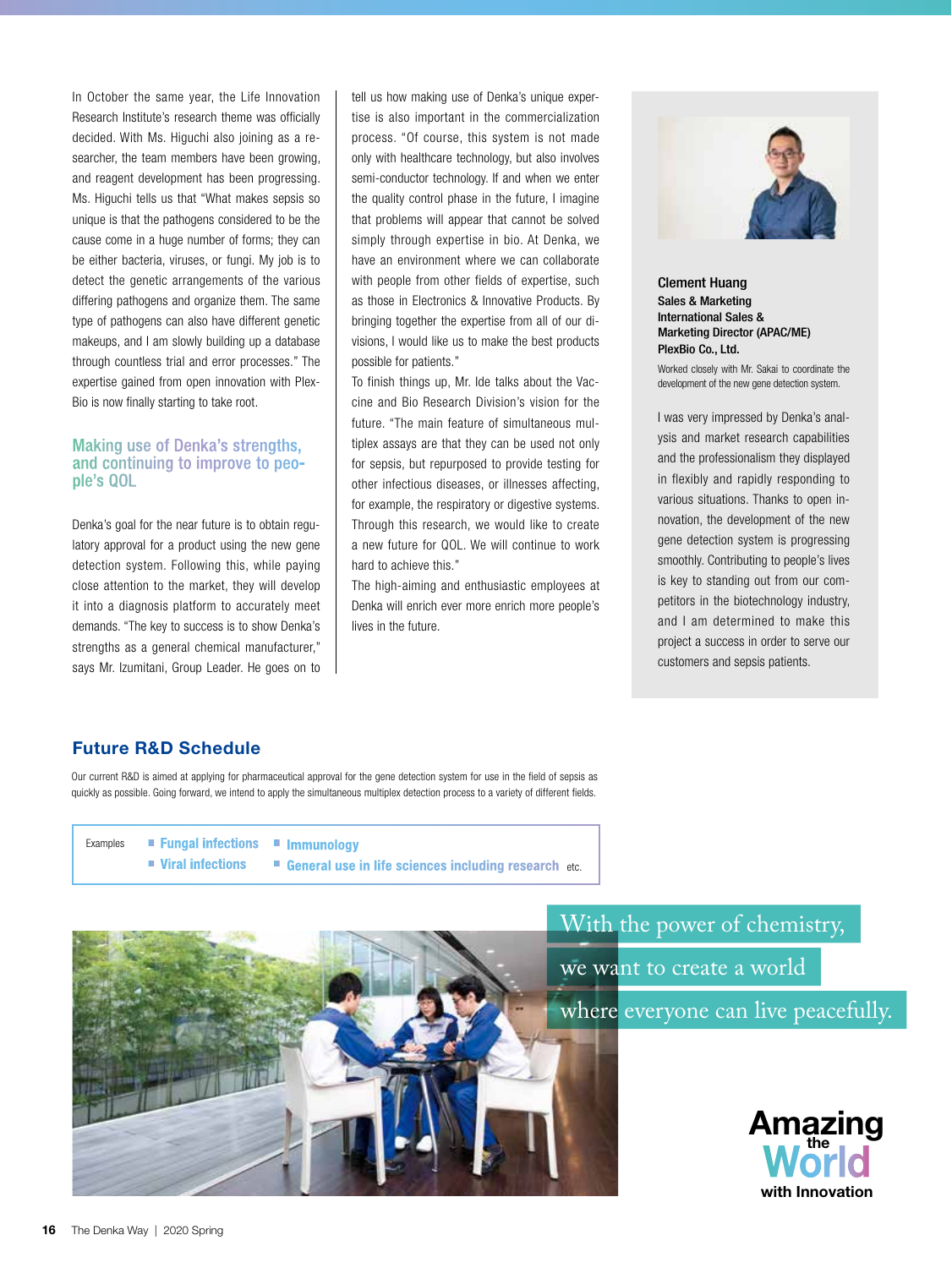In October the same year, the Life Innovation Research Institute's research theme was officially decided. With Ms. Higuchi also joining as a researcher, the team members have been growing, and reagent development has been progressing. Ms. Higuchi tells us that "What makes sepsis so unique is that the pathogens considered to be the cause come in a huge number of forms; they can be either bacteria, viruses, or fungi. My job is to detect the genetic arrangements of the various differing pathogens and organize them. The same type of pathogens can also have different genetic makeups, and I am slowly building up a database through countless trial and error processes." The expertise gained from open innovation with PlexBio is now finally starting to take root.

## Making use of Denka's strengths, and continuing to improve to people's QOL

Denka's goal for the near future is to obtain regulatory approval for a product using the new gene detection system. Following this, while paying close attention to the market, they will develop it into a diagnosis platform to accurately meet demands. "The key to success is to show Denka's strengths as a general chemical manufacturer," says Mr. Izumitani, Group Leader. He goes on to tell us how making use of Denka's unique expertise is also important in the commercialization process. "Of course, this system is not made only with healthcare technology, but also involves semi-conductor technology. If and when we enter the quality control phase in the future, I imagine that problems will appear that cannot be solved simply through expertise in bio. At Denka, we have an environment where we can collaborate with people from other fields of expertise, such as those in Electronics & Innovative Products. By bringing together the expertise from all of our divisions, I would like us to make the best products possible for patients."

To finish things up, Mr. Ide talks about the Vaccine and Bio Research Division's vision for the future. "The main feature of simultaneous multiplex assays are that they can be used not only for sepsis, but repurposed to provide testing for other infectious diseases, or illnesses affecting, for example, the respiratory or digestive systems. Through this research, we would like to create a new future for QOL. We will continue to work hard to achieve this."

The high-aiming and enthusiastic employees at Denka will enrich ever more enrich more people's lives in the future.

**Clement Huang**
**Sales & Marketing**
**International Sales & Marketing Director (APAC/ME)**
**PlexBio Co., Ltd.**

Worked closely with Mr. Sakai to coordinate the development of the new gene detection system.

I was very impressed by Denka's analysis and market research capabilities and the professionalism they displayed in flexibly and rapidly responding to various situations. Thanks to open innovation, the development of the new gene detection system is progressing smoothly. Contributing to people's lives is key to standing out from our competitors in the biotechnology industry, and I am determined to make this project a success in order to serve our customers and sepsis patients.

## Future R&D Schedule

Our current R&D is aimed at applying for pharmaceutical approval for the gene detection system for use in the field of sepsis as quickly as possible. Going forward, we intend to apply the simultaneous multiplex detection process to a variety of different fields.

Examples
- **Fungal infections**
- **Viral infections**
- **Immunology**
- **General use in life sciences including research** etc.

With the power of chemistry,
we want to create a world
where everyone can live peacefully.

**Amazing the World with Innovation**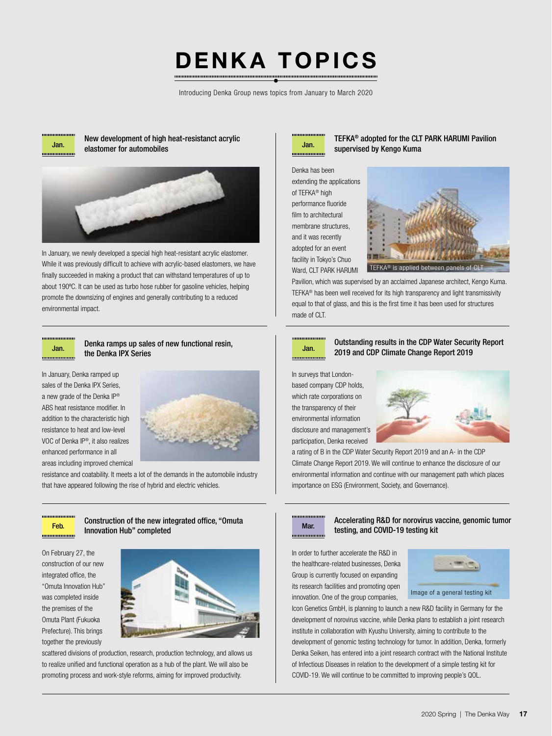# DENKA TOPICS

Introducing Denka Group news topics from January to March 2020

## Jan. New development of high heat-resistant acrylic elastomer for automobiles

In January, we newly developed a special high heat-resistant acrylic elastomer. While it was previously difficult to achieve with acrylic-based elastomers, we have finally succeeded in making a product that can withstand temperatures of up to about 190ºC. It can be used as turbo hose rubber for gasoline vehicles, helping promote the downsizing of engines and generally contributing to a reduced environmental impact.

## Jan. Denka ramps up sales of new functional resin, the Denka IPX Series

In January, Denka ramped up sales of the Denka IPX Series, a new grade of the Denka IP® ABS heat resistance modifier. In addition to the characteristic high resistance to heat and low-level VOC of Denka IP®, it also realizes enhanced performance in all areas including improved chemical resistance and coatability. It meets a lot of the demands in the automobile industry that have appeared following the rise of hybrid and electric vehicles.

## Feb. Construction of the new integrated office, "Omuta Innovation Hub" completed

On February 27, the construction of our new integrated office, the "Omuta Innovation Hub" was completed inside the premises of the Omuta Plant (Fukuoka Prefecture). This brings together the previously scattered divisions of production, research, production technology, and allows us to realize unified and functional operation as a hub of the plant. We will also be promoting process and work-style reforms, aiming for improved productivity.

## Jan. TEFKA® adopted for the CLT PARK HARUMI Pavilion supervised by Kengo Kuma

Denka has been extending the applications of TEFKA® high performance fluoride film to architectural membrane structures, and it was recently adopted for an event facility in Tokyo's Chuo Ward, CLT PARK HARUMI Pavilion, which was supervised by an acclaimed Japanese architect, Kengo Kuma. TEFKA® has been well received for its high transparency and light transmissivity equal to that of glass, and this is the first time it has been used for structures made of CLT.

TEFKA® is applied between panels of CLT

## Jan. Outstanding results in the CDP Water Security Report 2019 and CDP Climate Change Report 2019

In surveys that London-based company CDP holds, which rate corporations on the transparency of their environmental information disclosure and management's participation, Denka received a rating of B in the CDP Water Security Report 2019 and an A- in the CDP Climate Change Report 2019. We will continue to enhance the disclosure of our environmental information and continue with our management path which places importance on ESG (Environment, Society, and Governance).

## Mar. Accelerating R&D for norovirus vaccine, genomic tumor testing, and COVID-19 testing kit

In order to further accelerate the R&D in the healthcare-related businesses, Denka Group is currently focused on expanding its research facilities and promoting open innovation. One of the group companies, Icon Genetics GmbH, is planning to launch a new R&D facility in Germany for the development of norovirus vaccine, while Denka plans to establish a joint research institute in collaboration with Kyushu University, aiming to contribute to the development of genomic testing technology for tumor. In addition, Denka, formerly Denka Seiken, has entered into a joint research contract with the National Institute of Infectious Diseases in relation to the development of a simple testing kit for COVID-19. We will continue to be committed to improving people's QOL.

Image of a general testing kit